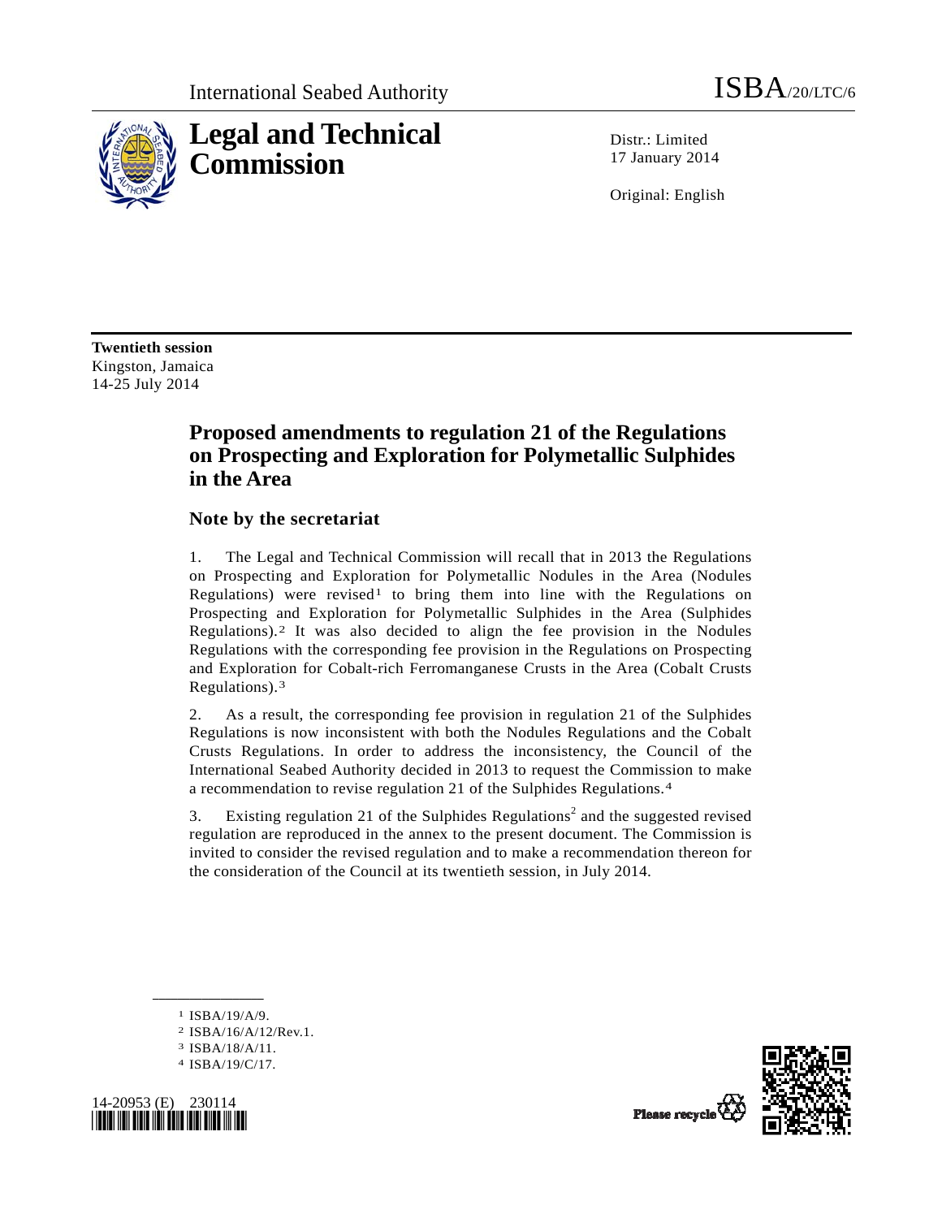International Seabed Authority

ISBA/20/LTC/6

# Legal and Technical Commission

Distr.: Limited
17 January 2014

Original: English

**Twentieth session**
Kingston, Jamaica
14-25 July 2014

## Proposed amendments to regulation 21 of the Regulations on Prospecting and Exploration for Polymetallic Sulphides in the Area

### Note by the secretariat

1. The Legal and Technical Commission will recall that in 2013 the Regulations on Prospecting and Exploration for Polymetallic Nodules in the Area (Nodules Regulations) were revised[1] to bring them into line with the Regulations on Prospecting and Exploration for Polymetallic Sulphides in the Area (Sulphides Regulations).[2] It was also decided to align the fee provision in the Nodules Regulations with the corresponding fee provision in the Regulations on Prospecting and Exploration for Cobalt-rich Ferromanganese Crusts in the Area (Cobalt Crusts Regulations).[3]

2. As a result, the corresponding fee provision in regulation 21 of the Sulphides Regulations is now inconsistent with both the Nodules Regulations and the Cobalt Crusts Regulations. In order to address the inconsistency, the Council of the International Seabed Authority decided in 2013 to request the Commission to make a recommendation to revise regulation 21 of the Sulphides Regulations.[4]

3. Existing regulation 21 of the Sulphides Regulations[2] and the suggested revised regulation are reproduced in the annex to the present document. The Commission is invited to consider the revised regulation and to make a recommendation thereon for the consideration of the Council at its twentieth session, in July 2014.

---

[1] ISBA/19/A/9.

[2] ISBA/16/A/12/Rev.1.

[3] ISBA/18/A/11.

[4] ISBA/19/C/17.

14-20953 (E) 230114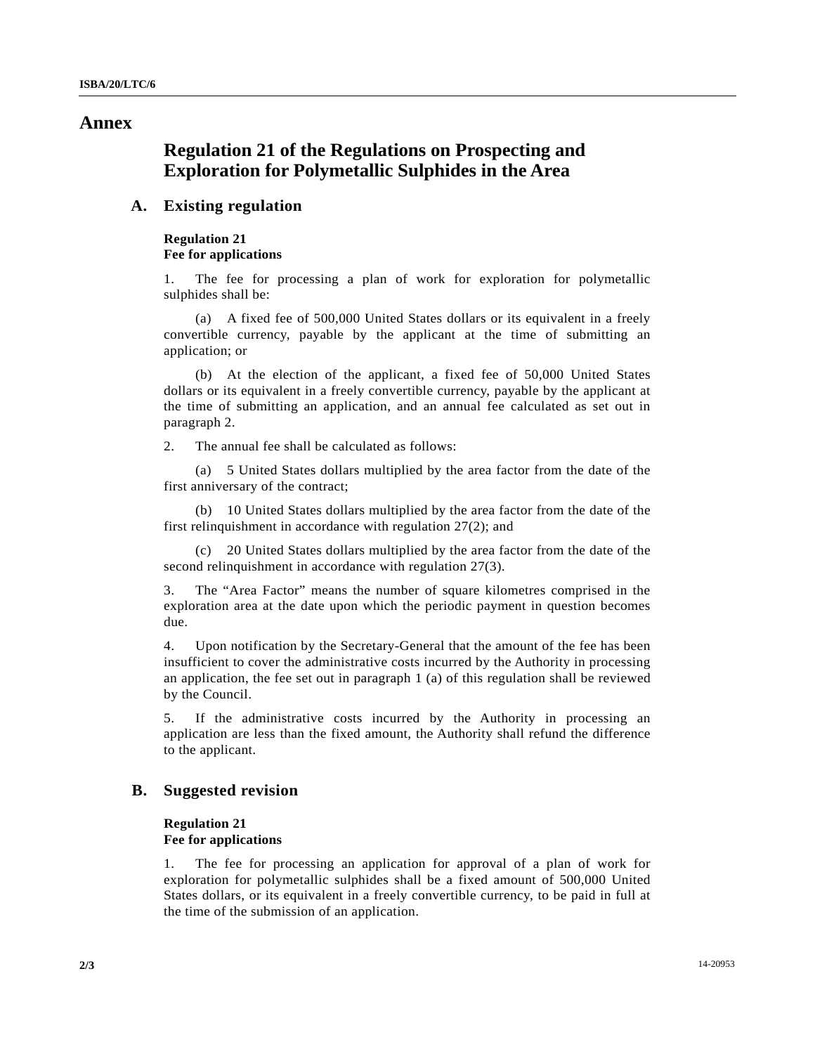# Annex

## Regulation 21 of the Regulations on Prospecting and Exploration for Polymetallic Sulphides in the Area

### A. Existing regulation

**Regulation 21**
**Fee for applications**

1. The fee for processing a plan of work for exploration for polymetallic sulphides shall be:

(a) A fixed fee of 500,000 United States dollars or its equivalent in a freely convertible currency, payable by the applicant at the time of submitting an application; or

(b) At the election of the applicant, a fixed fee of 50,000 United States dollars or its equivalent in a freely convertible currency, payable by the applicant at the time of submitting an application, and an annual fee calculated as set out in paragraph 2.

2. The annual fee shall be calculated as follows:

(a) 5 United States dollars multiplied by the area factor from the date of the first anniversary of the contract;

(b) 10 United States dollars multiplied by the area factor from the date of the first relinquishment in accordance with regulation 27(2); and

(c) 20 United States dollars multiplied by the area factor from the date of the second relinquishment in accordance with regulation 27(3).

3. The "Area Factor" means the number of square kilometres comprised in the exploration area at the date upon which the periodic payment in question becomes due.

4. Upon notification by the Secretary-General that the amount of the fee has been insufficient to cover the administrative costs incurred by the Authority in processing an application, the fee set out in paragraph 1 (a) of this regulation shall be reviewed by the Council.

5. If the administrative costs incurred by the Authority in processing an application are less than the fixed amount, the Authority shall refund the difference to the applicant.

### B. Suggested revision

**Regulation 21**
**Fee for applications**

1. The fee for processing an application for approval of a plan of work for exploration for polymetallic sulphides shall be a fixed amount of 500,000 United States dollars, or its equivalent in a freely convertible currency, to be paid in full at the time of the submission of an application.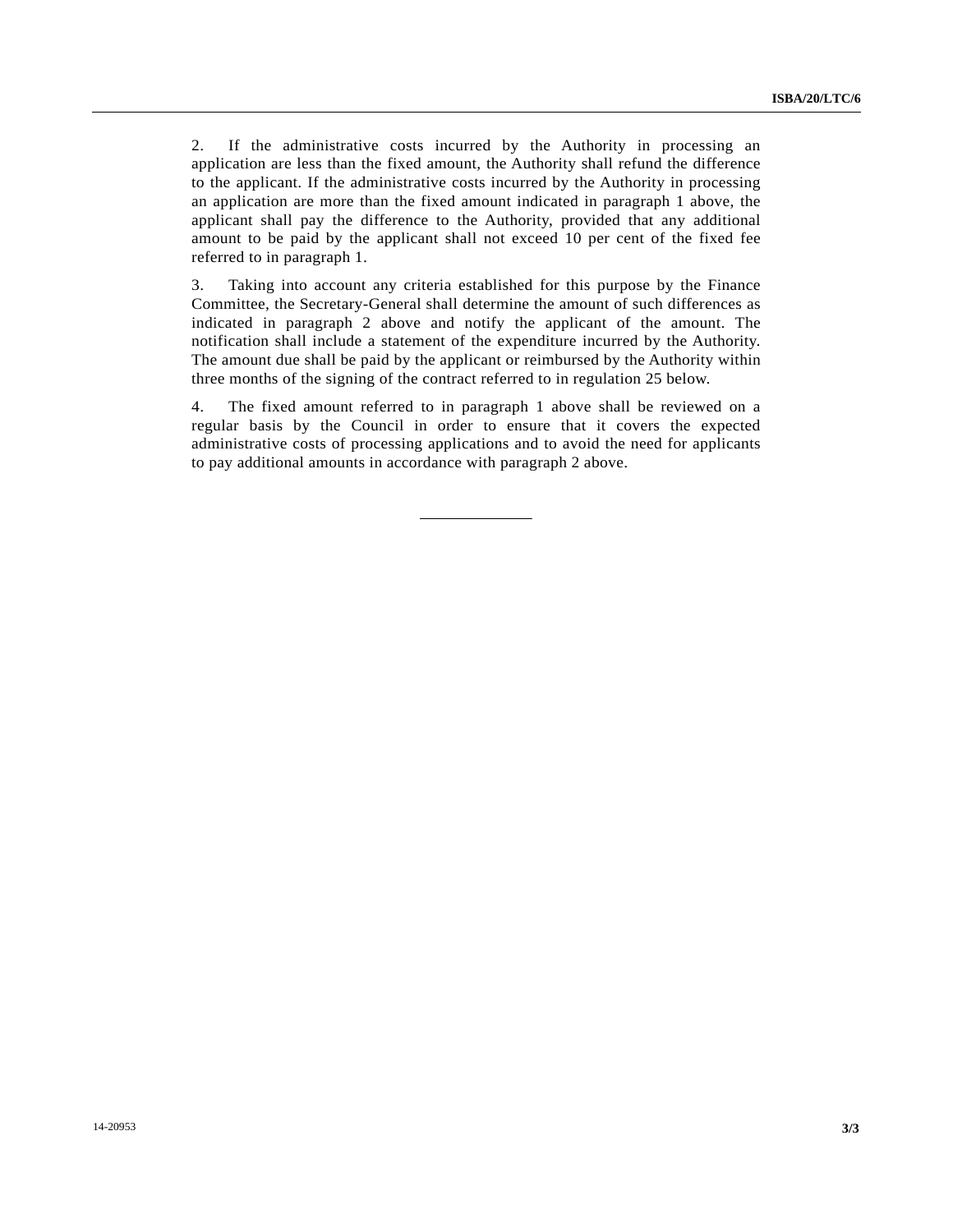2. If the administrative costs incurred by the Authority in processing an application are less than the fixed amount, the Authority shall refund the difference to the applicant. If the administrative costs incurred by the Authority in processing an application are more than the fixed amount indicated in paragraph 1 above, the applicant shall pay the difference to the Authority, provided that any additional amount to be paid by the applicant shall not exceed 10 per cent of the fixed fee referred to in paragraph 1.

3. Taking into account any criteria established for this purpose by the Finance Committee, the Secretary-General shall determine the amount of such differences as indicated in paragraph 2 above and notify the applicant of the amount. The notification shall include a statement of the expenditure incurred by the Authority. The amount due shall be paid by the applicant or reimbursed by the Authority within three months of the signing of the contract referred to in regulation 25 below.

4. The fixed amount referred to in paragraph 1 above shall be reviewed on a regular basis by the Council in order to ensure that it covers the expected administrative costs of processing applications and to avoid the need for applicants to pay additional amounts in accordance with paragraph 2 above.